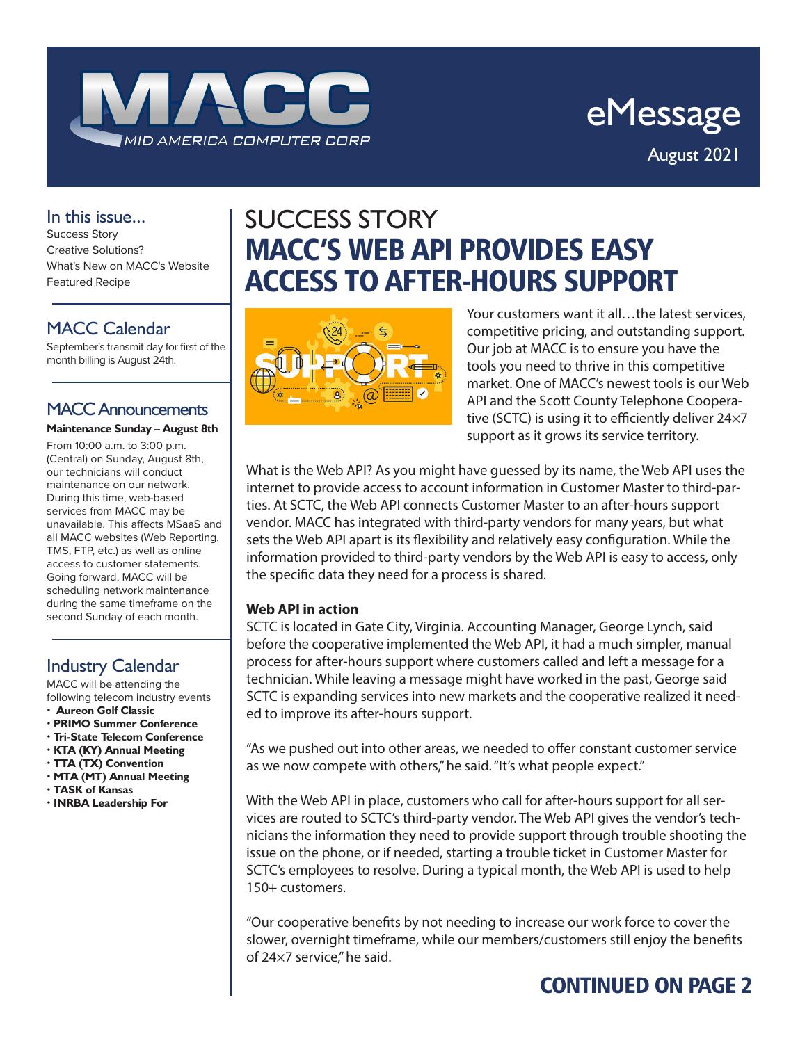# MACC eMessage

MID AMERICA COMPUTER CORP

August 2021

## In this issue...

Success Story
Creative Solutions?
What's New on MACC's Website
Featured Recipe

## MACC Calendar

September's transmit day for first of the month billing is August 24th.

## MACC Announcements

**Maintenance Sunday – August 8th**

From 10:00 a.m. to 3:00 p.m. (Central) on Sunday, August 8th, our technicians will conduct maintenance on our network. During this time, web-based services from MACC may be unavailable. This affects MSaaS and all MACC websites (Web Reporting, TMS, FTP, etc.) as well as online access to customer statements. Going forward, MACC will be scheduling network maintenance during the same timeframe on the second Sunday of each month.

## Industry Calendar

MACC will be attending the following telecom industry events

- **Aureon Golf Classic**
- **PRIMO Summer Conference**
- **Tri-State Telecom Conference**
- **KTA (KY) Annual Meeting**
- **TTA (TX) Convention**
- **MTA (MT) Annual Meeting**
- **TASK of Kansas**
- **INRBA Leadership For**

## SUCCESS STORY

# MACC'S WEB API PROVIDES EASY ACCESS TO AFTER-HOURS SUPPORT

Your customers want it all…the latest services, competitive pricing, and outstanding support. Our job at MACC is to ensure you have the tools you need to thrive in this competitive market. One of MACC's newest tools is our Web API and the Scott County Telephone Cooperative (SCTC) is using it to efficiently deliver 24×7 support as it grows its service territory.

What is the Web API? As you might have guessed by its name, the Web API uses the internet to provide access to account information in Customer Master to third-parties. At SCTC, the Web API connects Customer Master to an after-hours support vendor. MACC has integrated with third-party vendors for many years, but what sets the Web API apart is its flexibility and relatively easy configuration. While the information provided to third-party vendors by the Web API is easy to access, only the specific data they need for a process is shared.

**Web API in action**

SCTC is located in Gate City, Virginia. Accounting Manager, George Lynch, said before the cooperative implemented the Web API, it had a much simpler, manual process for after-hours support where customers called and left a message for a technician. While leaving a message might have worked in the past, George said SCTC is expanding services into new markets and the cooperative realized it needed to improve its after-hours support.

"As we pushed out into other areas, we needed to offer constant customer service as we now compete with others," he said. "It's what people expect."

With the Web API in place, customers who call for after-hours support for all services are routed to SCTC's third-party vendor. The Web API gives the vendor's technicians the information they need to provide support through trouble shooting the issue on the phone, or if needed, starting a trouble ticket in Customer Master for SCTC's employees to resolve. During a typical month, the Web API is used to help 150+ customers.

"Our cooperative benefits by not needing to increase our work force to cover the slower, overnight timeframe, while our members/customers still enjoy the benefits of 24×7 service," he said.

**CONTINUED ON PAGE 2**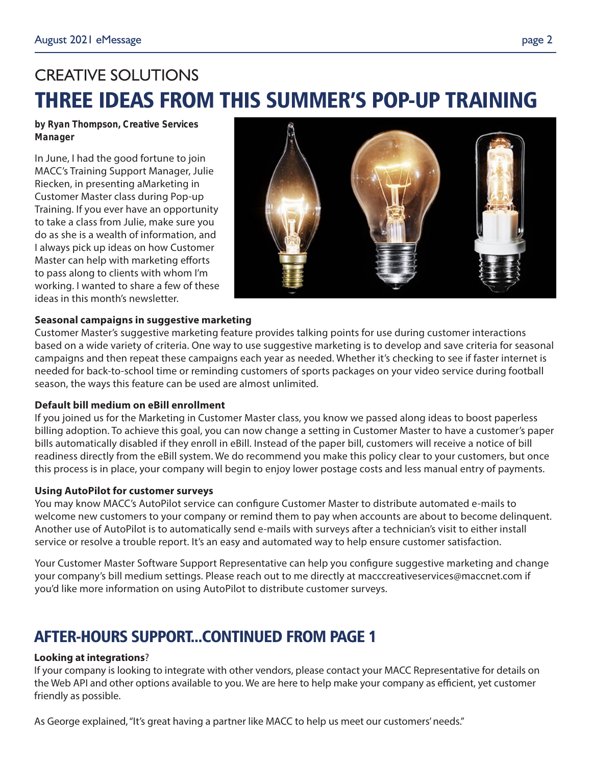## CREATIVE SOLUTIONS

# THREE IDEAS FROM THIS SUMMER'S POP-UP TRAINING

***by Ryan Thompson, Creative Services Manager***

In June, I had the good fortune to join MACC's Training Support Manager, Julie Riecken, in presenting aMarketing in Customer Master class during Pop-up Training. If you ever have an opportunity to take a class from Julie, make sure you do as she is a wealth of information, and I always pick up ideas on how Customer Master can help with marketing efforts to pass along to clients with whom I'm working. I wanted to share a few of these ideas in this month's newsletter.

**Seasonal campaigns in suggestive marketing**

Customer Master's suggestive marketing feature provides talking points for use during customer interactions based on a wide variety of criteria. One way to use suggestive marketing is to develop and save criteria for seasonal campaigns and then repeat these campaigns each year as needed. Whether it's checking to see if faster internet is needed for back-to-school time or reminding customers of sports packages on your video service during football season, the ways this feature can be used are almost unlimited.

**Default bill medium on eBill enrollment**

If you joined us for the Marketing in Customer Master class, you know we passed along ideas to boost paperless billing adoption. To achieve this goal, you can now change a setting in Customer Master to have a customer's paper bills automatically disabled if they enroll in eBill. Instead of the paper bill, customers will receive a notice of bill readiness directly from the eBill system. We do recommend you make this policy clear to your customers, but once this process is in place, your company will begin to enjoy lower postage costs and less manual entry of payments.

**Using AutoPilot for customer surveys**

You may know MACC's AutoPilot service can configure Customer Master to distribute automated e-mails to welcome new customers to your company or remind them to pay when accounts are about to become delinquent. Another use of AutoPilot is to automatically send e-mails with surveys after a technician's visit to either install service or resolve a trouble report. It's an easy and automated way to help ensure customer satisfaction.

Your Customer Master Software Support Representative can help you configure suggestive marketing and change your company's bill medium settings. Please reach out to me directly at macccreativeservices@maccnet.com if you'd like more information on using AutoPilot to distribute customer surveys.

## AFTER-HOURS SUPPORT...CONTINUED FROM PAGE 1

**Looking at integrations**?

If your company is looking to integrate with other vendors, please contact your MACC Representative for details on the Web API and other options available to you. We are here to help make your company as efficient, yet customer friendly as possible.

As George explained, "It's great having a partner like MACC to help us meet our customers' needs."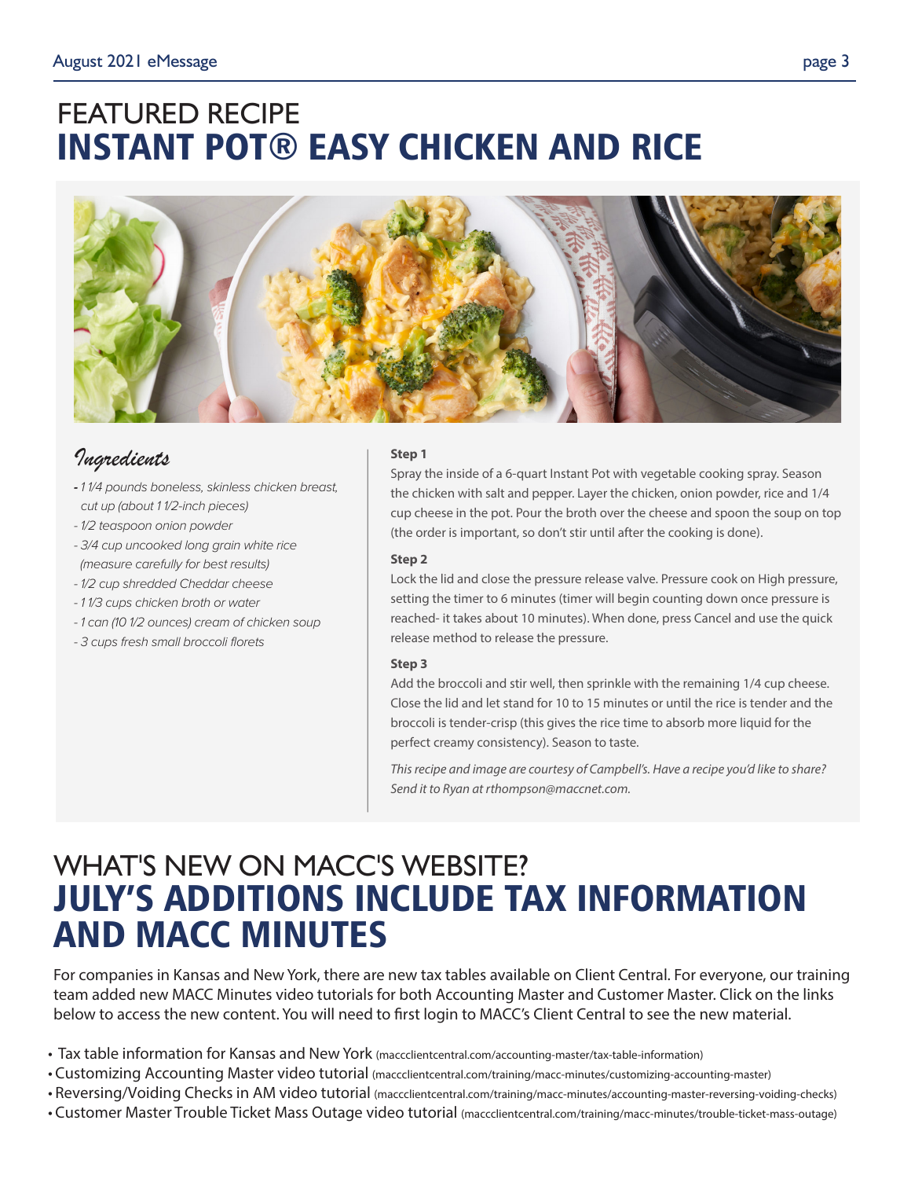# FEATURED RECIPE
# INSTANT POT® EASY CHICKEN AND RICE

## Ingredients

- *1 1/4 pounds boneless, skinless chicken breast, cut up (about 1 1/2-inch pieces)*
- *1/2 teaspoon onion powder*
- *3/4 cup uncooked long grain white rice (measure carefully for best results)*
- *1/2 cup shredded Cheddar cheese*
- *1 1/3 cups chicken broth or water*
- *1 can (10 1/2 ounces) cream of chicken soup*
- *3 cups fresh small broccoli florets*

**Step 1**

Spray the inside of a 6-quart Instant Pot with vegetable cooking spray. Season the chicken with salt and pepper. Layer the chicken, onion powder, rice and 1/4 cup cheese in the pot. Pour the broth over the cheese and spoon the soup on top (the order is important, so don't stir until after the cooking is done).

**Step 2**

Lock the lid and close the pressure release valve. Pressure cook on High pressure, setting the timer to 6 minutes (timer will begin counting down once pressure is reached- it takes about 10 minutes). When done, press Cancel and use the quick release method to release the pressure.

**Step 3**

Add the broccoli and stir well, then sprinkle with the remaining 1/4 cup cheese. Close the lid and let stand for 10 to 15 minutes or until the rice is tender and the broccoli is tender-crisp (this gives the rice time to absorb more liquid for the perfect creamy consistency). Season to taste.

*This recipe and image are courtesy of Campbell's. Have a recipe you'd like to share? Send it to Ryan at rthompson@maccnet.com.*

# WHAT'S NEW ON MACC'S WEBSITE?
# JULY'S ADDITIONS INCLUDE TAX INFORMATION AND MACC MINUTES

For companies in Kansas and New York, there are new tax tables available on Client Central. For everyone, our training team added new MACC Minutes video tutorials for both Accounting Master and Customer Master. Click on the links below to access the new content. You will need to first login to MACC's Client Central to see the new material.

- Tax table information for Kansas and New York (maccclientcentral.com/accounting-master/tax-table-information)
- Customizing Accounting Master video tutorial (maccclientcentral.com/training/macc-minutes/customizing-accounting-master)
- Reversing/Voiding Checks in AM video tutorial (maccclientcentral.com/training/macc-minutes/accounting-master-reversing-voiding-checks)
- Customer Master Trouble Ticket Mass Outage video tutorial (maccclientcentral.com/training/macc-minutes/trouble-ticket-mass-outage)